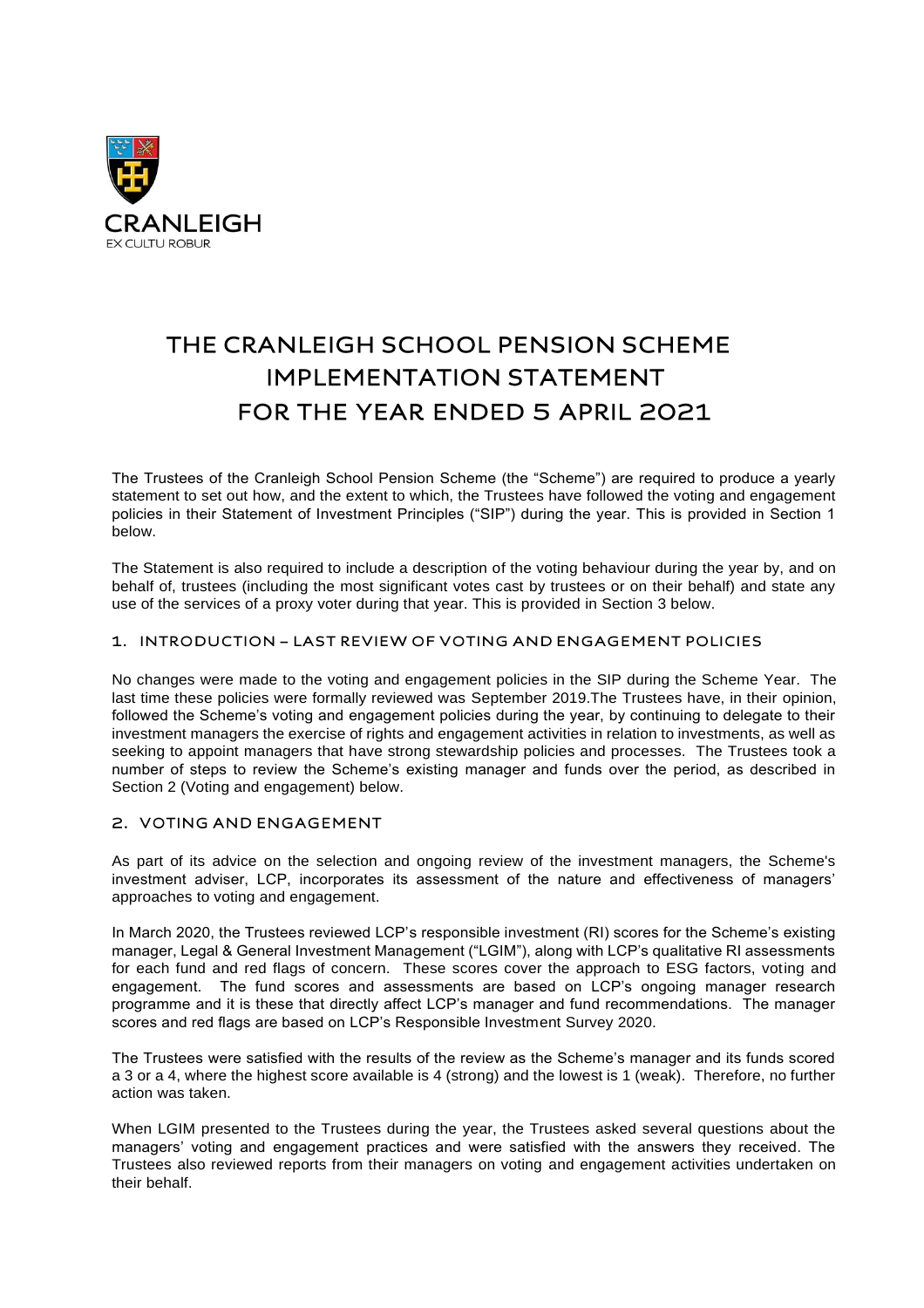CRANLEIGH

EX CULTU ROBUR

# THE CRANLEIGH SCHOOL PENSION SCHEME IMPLEMENTATION STATEMENT FOR THE YEAR ENDED 5 APRIL 2021

The Trustees of the Cranleigh School Pension Scheme (the "Scheme") are required to produce a yearly statement to set out how, and the extent to which, the Trustees have followed the voting and engagement policies in their Statement of Investment Principles ("SIP") during the year. This is provided in Section 1 below.

The Statement is also required to include a description of the voting behaviour during the year by, and on behalf of, trustees (including the most significant votes cast by trustees or on their behalf) and state any use of the services of a proxy voter during that year. This is provided in Section 3 below.

## 1. INTRODUCTION – LAST REVIEW OF VOTING AND ENGAGEMENT POLICIES

No changes were made to the voting and engagement policies in the SIP during the Scheme Year. The last time these policies were formally reviewed was September 2019.The Trustees have, in their opinion, followed the Scheme's voting and engagement policies during the year, by continuing to delegate to their investment managers the exercise of rights and engagement activities in relation to investments, as well as seeking to appoint managers that have strong stewardship policies and processes. The Trustees took a number of steps to review the Scheme's existing manager and funds over the period, as described in Section 2 (Voting and engagement) below.

## 2. VOTING AND ENGAGEMENT

As part of its advice on the selection and ongoing review of the investment managers, the Scheme's investment adviser, LCP, incorporates its assessment of the nature and effectiveness of managers' approaches to voting and engagement.

In March 2020, the Trustees reviewed LCP's responsible investment (RI) scores for the Scheme's existing manager, Legal & General Investment Management ("LGIM"), along with LCP's qualitative RI assessments for each fund and red flags of concern. These scores cover the approach to ESG factors, voting and engagement. The fund scores and assessments are based on LCP's ongoing manager research programme and it is these that directly affect LCP's manager and fund recommendations. The manager scores and red flags are based on LCP's Responsible Investment Survey 2020.

The Trustees were satisfied with the results of the review as the Scheme's manager and its funds scored a 3 or a 4, where the highest score available is 4 (strong) and the lowest is 1 (weak). Therefore, no further action was taken.

When LGIM presented to the Trustees during the year, the Trustees asked several questions about the managers' voting and engagement practices and were satisfied with the answers they received. The Trustees also reviewed reports from their managers on voting and engagement activities undertaken on their behalf.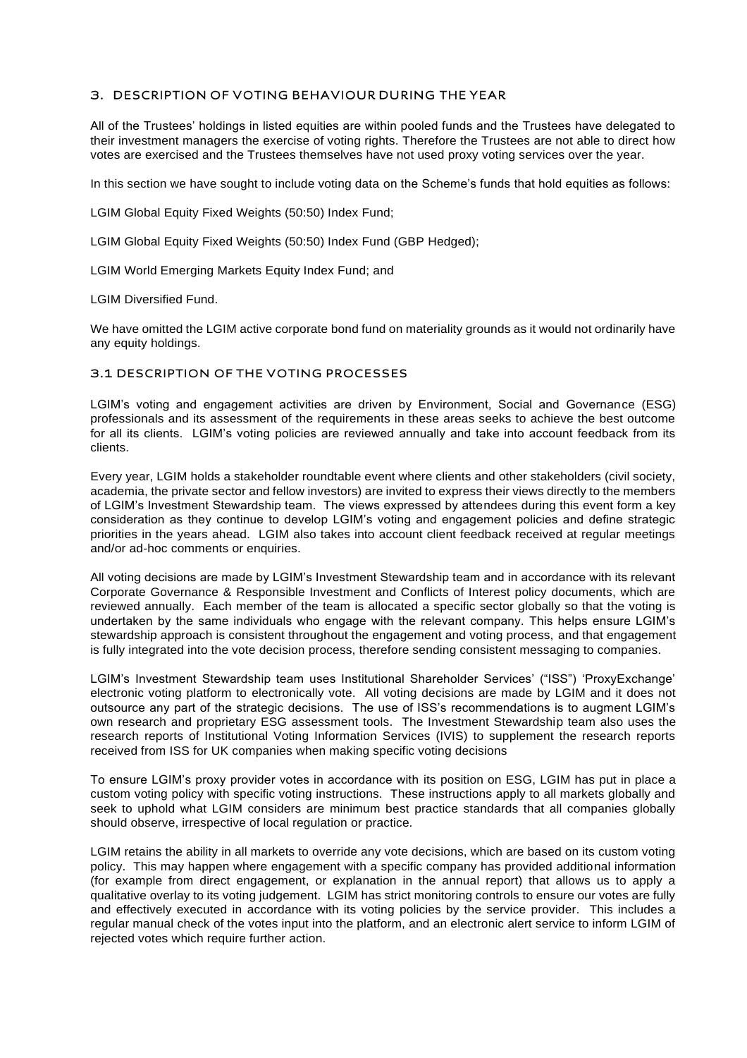## 3. DESCRIPTION OF VOTING BEHAVIOUR DURING THE YEAR

All of the Trustees' holdings in listed equities are within pooled funds and the Trustees have delegated to their investment managers the exercise of voting rights. Therefore the Trustees are not able to direct how votes are exercised and the Trustees themselves have not used proxy voting services over the year.

In this section we have sought to include voting data on the Scheme's funds that hold equities as follows:

LGIM Global Equity Fixed Weights (50:50) Index Fund;

LGIM Global Equity Fixed Weights (50:50) Index Fund (GBP Hedged);

LGIM World Emerging Markets Equity Index Fund; and

LGIM Diversified Fund.

We have omitted the LGIM active corporate bond fund on materiality grounds as it would not ordinarily have any equity holdings.

### 3.1 DESCRIPTION OF THE VOTING PROCESSES

LGIM's voting and engagement activities are driven by Environment, Social and Governance (ESG) professionals and its assessment of the requirements in these areas seeks to achieve the best outcome for all its clients. LGIM's voting policies are reviewed annually and take into account feedback from its clients.

Every year, LGIM holds a stakeholder roundtable event where clients and other stakeholders (civil society, academia, the private sector and fellow investors) are invited to express their views directly to the members of LGIM's Investment Stewardship team. The views expressed by attendees during this event form a key consideration as they continue to develop LGIM's voting and engagement policies and define strategic priorities in the years ahead. LGIM also takes into account client feedback received at regular meetings and/or ad-hoc comments or enquiries.

All voting decisions are made by LGIM's Investment Stewardship team and in accordance with its relevant Corporate Governance & Responsible Investment and Conflicts of Interest policy documents, which are reviewed annually. Each member of the team is allocated a specific sector globally so that the voting is undertaken by the same individuals who engage with the relevant company. This helps ensure LGIM's stewardship approach is consistent throughout the engagement and voting process, and that engagement is fully integrated into the vote decision process, therefore sending consistent messaging to companies.

LGIM's Investment Stewardship team uses Institutional Shareholder Services' ("ISS") 'ProxyExchange' electronic voting platform to electronically vote. All voting decisions are made by LGIM and it does not outsource any part of the strategic decisions. The use of ISS's recommendations is to augment LGIM's own research and proprietary ESG assessment tools. The Investment Stewardship team also uses the research reports of Institutional Voting Information Services (IVIS) to supplement the research reports received from ISS for UK companies when making specific voting decisions

To ensure LGIM's proxy provider votes in accordance with its position on ESG, LGIM has put in place a custom voting policy with specific voting instructions. These instructions apply to all markets globally and seek to uphold what LGIM considers are minimum best practice standards that all companies globally should observe, irrespective of local regulation or practice.

LGIM retains the ability in all markets to override any vote decisions, which are based on its custom voting policy. This may happen where engagement with a specific company has provided additional information (for example from direct engagement, or explanation in the annual report) that allows us to apply a qualitative overlay to its voting judgement. LGIM has strict monitoring controls to ensure our votes are fully and effectively executed in accordance with its voting policies by the service provider. This includes a regular manual check of the votes input into the platform, and an electronic alert service to inform LGIM of rejected votes which require further action.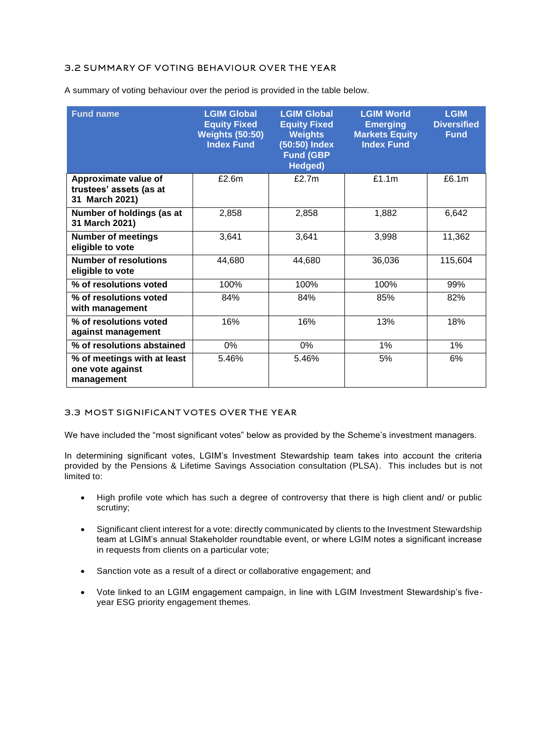### 3.2 SUMMARY OF VOTING BEHAVIOUR OVER THE YEAR

A summary of voting behaviour over the period is provided in the table below.

| Fund name | LGIM Global Equity Fixed Weights (50:50) Index Fund | LGIM Global Equity Fixed Weights (50:50) Index Fund (GBP Hedged) | LGIM World Emerging Markets Equity Index Fund | LGIM Diversified Fund |
|---|---|---|---|---|
| **Approximate value of trustees' assets (as at 31 March 2021)** | £2.6m | £2.7m | £1.1m | £6.1m |
| **Number of holdings (as at 31 March 2021)** | 2,858 | 2,858 | 1,882 | 6,642 |
| **Number of meetings eligible to vote** | 3,641 | 3,641 | 3,998 | 11,362 |
| **Number of resolutions eligible to vote** | 44,680 | 44,680 | 36,036 | 115,604 |
| **% of resolutions voted** | 100% | 100% | 100% | 99% |
| **% of resolutions voted with management** | 84% | 84% | 85% | 82% |
| **% of resolutions voted against management** | 16% | 16% | 13% | 18% |
| **% of resolutions abstained** | 0% | 0% | 1% | 1% |
| **% of meetings with at least one vote against management** | 5.46% | 5.46% | 5% | 6% |

### 3.3 MOST SIGNIFICANT VOTES OVER THE YEAR

We have included the "most significant votes" below as provided by the Scheme's investment managers.

In determining significant votes, LGIM's Investment Stewardship team takes into account the criteria provided by the Pensions & Lifetime Savings Association consultation (PLSA). This includes but is not limited to:

- High profile vote which has such a degree of controversy that there is high client and/ or public scrutiny;
- Significant client interest for a vote: directly communicated by clients to the Investment Stewardship team at LGIM's annual Stakeholder roundtable event, or where LGIM notes a significant increase in requests from clients on a particular vote;
- Sanction vote as a result of a direct or collaborative engagement; and
- Vote linked to an LGIM engagement campaign, in line with LGIM Investment Stewardship's five-year ESG priority engagement themes.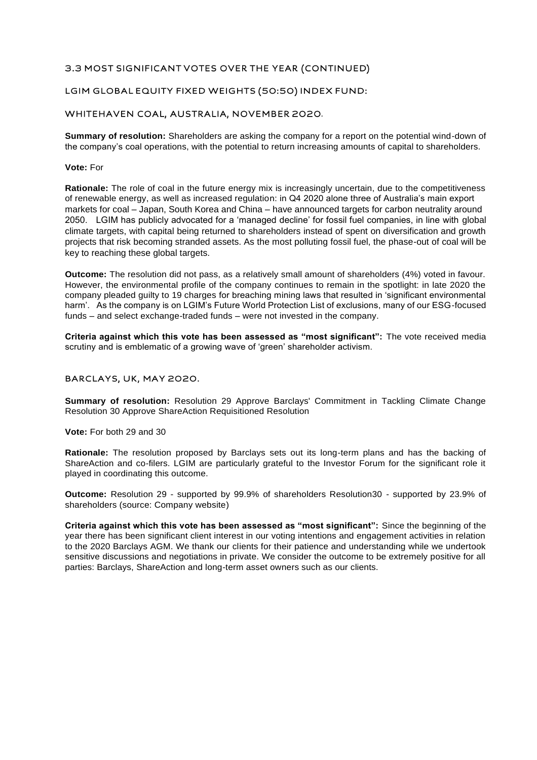### 3.3 MOST SIGNIFICANT VOTES OVER THE YEAR (CONTINUED)

#### LGIM GLOBAL EQUITY FIXED WEIGHTS (50:50) INDEX FUND:

#### WHITEHAVEN COAL, AUSTRALIA, NOVEMBER 2020.

**Summary of resolution:** Shareholders are asking the company for a report on the potential wind-down of the company's coal operations, with the potential to return increasing amounts of capital to shareholders.

**Vote:** For

**Rationale:** The role of coal in the future energy mix is increasingly uncertain, due to the competitiveness of renewable energy, as well as increased regulation: in Q4 2020 alone three of Australia's main export markets for coal – Japan, South Korea and China – have announced targets for carbon neutrality around 2050. LGIM has publicly advocated for a 'managed decline' for fossil fuel companies, in line with global climate targets, with capital being returned to shareholders instead of spent on diversification and growth projects that risk becoming stranded assets. As the most polluting fossil fuel, the phase-out of coal will be key to reaching these global targets.

**Outcome:** The resolution did not pass, as a relatively small amount of shareholders (4%) voted in favour. However, the environmental profile of the company continues to remain in the spotlight: in late 2020 the company pleaded guilty to 19 charges for breaching mining laws that resulted in 'significant environmental harm'. As the company is on LGIM's Future World Protection List of exclusions, many of our ESG-focused funds – and select exchange-traded funds – were not invested in the company.

**Criteria against which this vote has been assessed as "most significant":** The vote received media scrutiny and is emblematic of a growing wave of 'green' shareholder activism.

#### BARCLAYS, UK, MAY 2020.

**Summary of resolution:** Resolution 29 Approve Barclays' Commitment in Tackling Climate Change Resolution 30 Approve ShareAction Requisitioned Resolution

**Vote:** For both 29 and 30

**Rationale:** The resolution proposed by Barclays sets out its long-term plans and has the backing of ShareAction and co-filers. LGIM are particularly grateful to the Investor Forum for the significant role it played in coordinating this outcome.

**Outcome:** Resolution 29 - supported by 99.9% of shareholders Resolution30 - supported by 23.9% of shareholders (source: Company website)

**Criteria against which this vote has been assessed as "most significant":** Since the beginning of the year there has been significant client interest in our voting intentions and engagement activities in relation to the 2020 Barclays AGM. We thank our clients for their patience and understanding while we undertook sensitive discussions and negotiations in private. We consider the outcome to be extremely positive for all parties: Barclays, ShareAction and long-term asset owners such as our clients.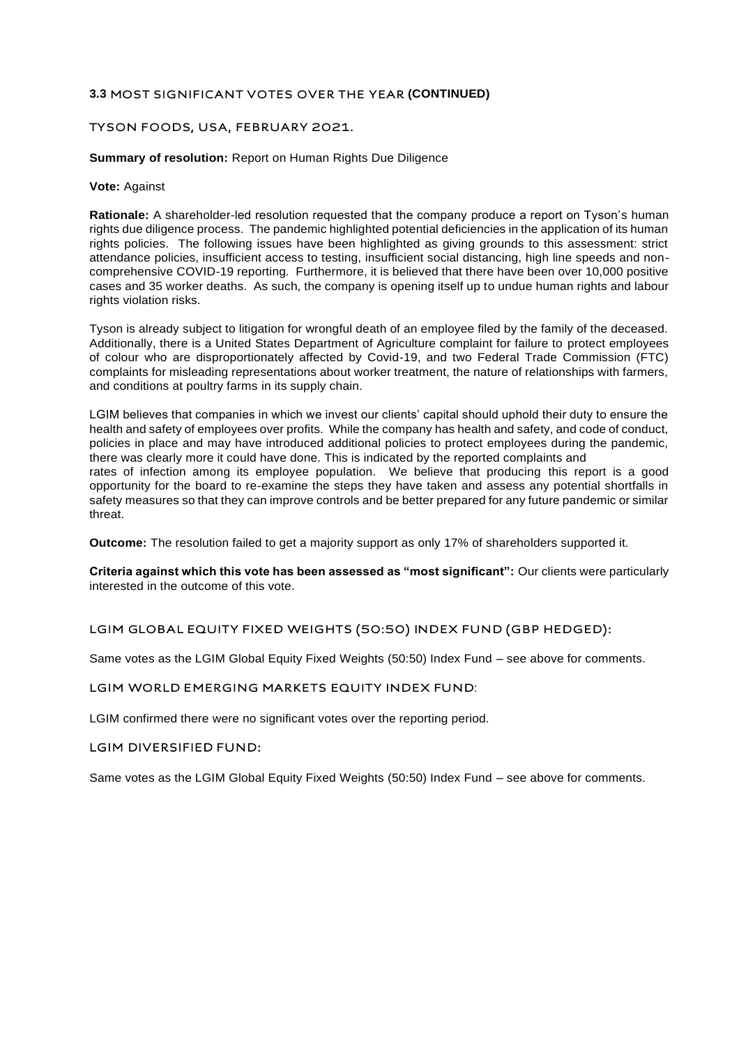### 3.3 MOST SIGNIFICANT VOTES OVER THE YEAR (CONTINUED)

#### TYSON FOODS, USA, FEBRUARY 2021.

**Summary of resolution:** Report on Human Rights Due Diligence

**Vote:** Against

**Rationale:** A shareholder-led resolution requested that the company produce a report on Tyson's human rights due diligence process. The pandemic highlighted potential deficiencies in the application of its human rights policies. The following issues have been highlighted as giving grounds to this assessment: strict attendance policies, insufficient access to testing, insufficient social distancing, high line speeds and non-comprehensive COVID-19 reporting. Furthermore, it is believed that there have been over 10,000 positive cases and 35 worker deaths. As such, the company is opening itself up to undue human rights and labour rights violation risks.

Tyson is already subject to litigation for wrongful death of an employee filed by the family of the deceased. Additionally, there is a United States Department of Agriculture complaint for failure to protect employees of colour who are disproportionately affected by Covid-19, and two Federal Trade Commission (FTC) complaints for misleading representations about worker treatment, the nature of relationships with farmers, and conditions at poultry farms in its supply chain.

LGIM believes that companies in which we invest our clients' capital should uphold their duty to ensure the health and safety of employees over profits. While the company has health and safety, and code of conduct, policies in place and may have introduced additional policies to protect employees during the pandemic, there was clearly more it could have done. This is indicated by the reported complaints and rates of infection among its employee population. We believe that producing this report is a good opportunity for the board to re-examine the steps they have taken and assess any potential shortfalls in safety measures so that they can improve controls and be better prepared for any future pandemic or similar threat.

**Outcome:** The resolution failed to get a majority support as only 17% of shareholders supported it.

**Criteria against which this vote has been assessed as "most significant":** Our clients were particularly interested in the outcome of this vote.

#### LGIM GLOBAL EQUITY FIXED WEIGHTS (50:50) INDEX FUND (GBP HEDGED):

Same votes as the LGIM Global Equity Fixed Weights (50:50) Index Fund – see above for comments.

#### LGIM WORLD EMERGING MARKETS EQUITY INDEX FUND:

LGIM confirmed there were no significant votes over the reporting period.

#### LGIM DIVERSIFIED FUND:

Same votes as the LGIM Global Equity Fixed Weights (50:50) Index Fund – see above for comments.